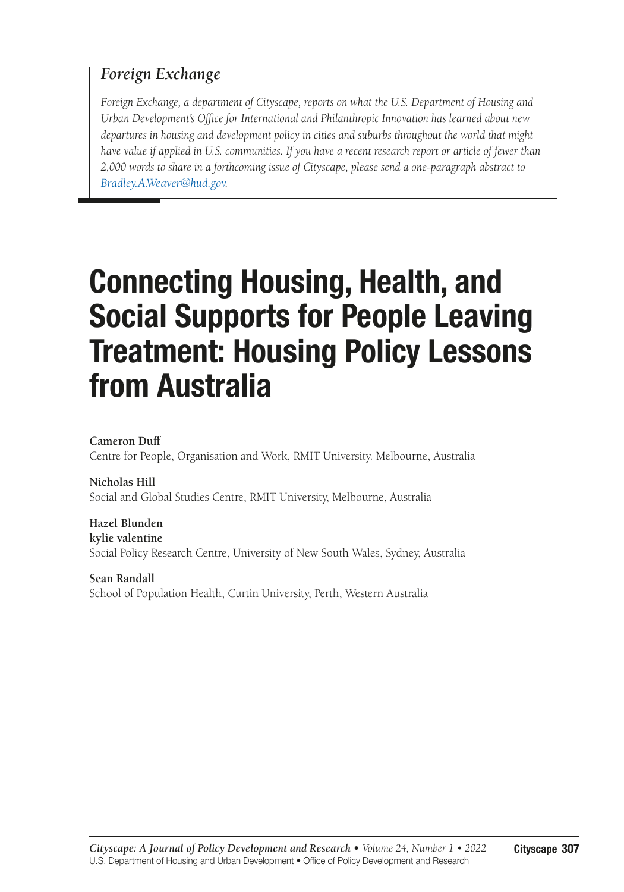## *Foreign Exchange*

*Foreign Exchange, a department of Cityscape, reports on what the U.S. Department of Housing and Urban Development's Office for International and Philanthropic Innovation has learned about new departures in housing and development policy in cities and suburbs throughout the world that might have value if applied in U.S. communities. If you have a recent research report or article of fewer than 2,000 words to share in a forthcoming issue of Cityscape, please send a one-paragraph abstract to Bradley.A.Weaver@hud.gov.*

# Connecting Housing, Health, and Social Supports for People Leaving Treatment: Housing Policy Lessons from Australia

**Cameron Duff**
Centre for People, Organisation and Work, RMIT University. Melbourne, Australia

**Nicholas Hill**
Social and Global Studies Centre, RMIT University, Melbourne, Australia

**Hazel Blunden**
**kylie valentine**
Social Policy Research Centre, University of New South Wales, Sydney, Australia

**Sean Randall**
School of Population Health, Curtin University, Perth, Western Australia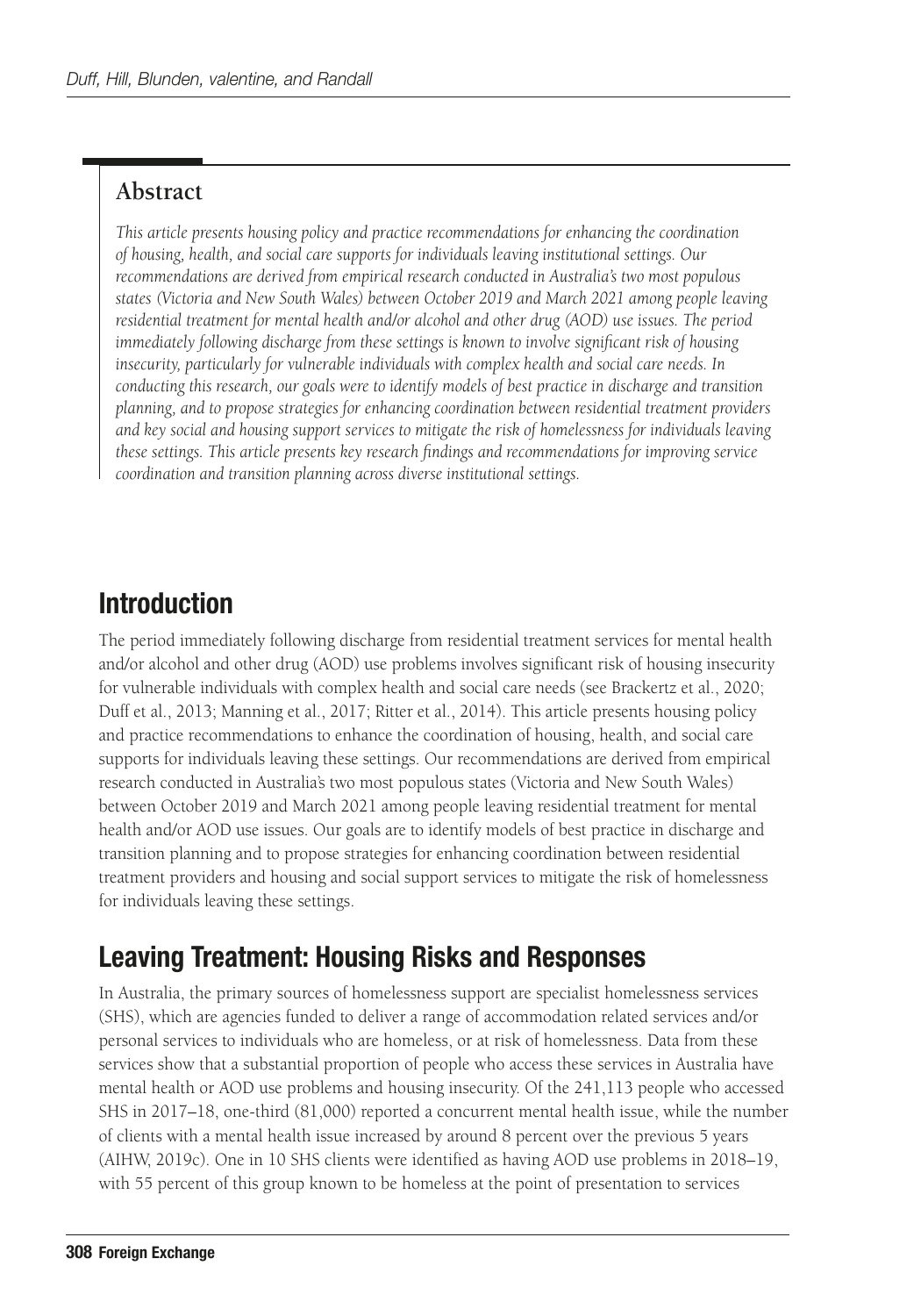## Abstract

*This article presents housing policy and practice recommendations for enhancing the coordination of housing, health, and social care supports for individuals leaving institutional settings. Our recommendations are derived from empirical research conducted in Australia's two most populous states (Victoria and New South Wales) between October 2019 and March 2021 among people leaving residential treatment for mental health and/or alcohol and other drug (AOD) use issues. The period immediately following discharge from these settings is known to involve significant risk of housing insecurity, particularly for vulnerable individuals with complex health and social care needs. In conducting this research, our goals were to identify models of best practice in discharge and transition planning, and to propose strategies for enhancing coordination between residential treatment providers and key social and housing support services to mitigate the risk of homelessness for individuals leaving these settings. This article presents key research findings and recommendations for improving service coordination and transition planning across diverse institutional settings.*

## Introduction

The period immediately following discharge from residential treatment services for mental health and/or alcohol and other drug (AOD) use problems involves significant risk of housing insecurity for vulnerable individuals with complex health and social care needs (see Brackertz et al., 2020; Duff et al., 2013; Manning et al., 2017; Ritter et al., 2014). This article presents housing policy and practice recommendations to enhance the coordination of housing, health, and social care supports for individuals leaving these settings. Our recommendations are derived from empirical research conducted in Australia's two most populous states (Victoria and New South Wales) between October 2019 and March 2021 among people leaving residential treatment for mental health and/or AOD use issues. Our goals are to identify models of best practice in discharge and transition planning and to propose strategies for enhancing coordination between residential treatment providers and housing and social support services to mitigate the risk of homelessness for individuals leaving these settings.

## Leaving Treatment: Housing Risks and Responses

In Australia, the primary sources of homelessness support are specialist homelessness services (SHS), which are agencies funded to deliver a range of accommodation related services and/or personal services to individuals who are homeless, or at risk of homelessness. Data from these services show that a substantial proportion of people who access these services in Australia have mental health or AOD use problems and housing insecurity. Of the 241,113 people who accessed SHS in 2017–18, one-third (81,000) reported a concurrent mental health issue, while the number of clients with a mental health issue increased by around 8 percent over the previous 5 years (AIHW, 2019c). One in 10 SHS clients were identified as having AOD use problems in 2018–19, with 55 percent of this group known to be homeless at the point of presentation to services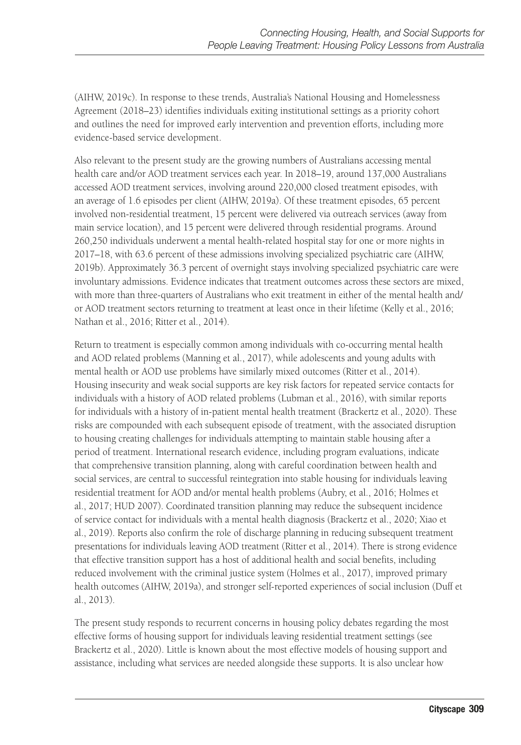(AIHW, 2019c). In response to these trends, Australia's National Housing and Homelessness Agreement (2018–23) identifies individuals exiting institutional settings as a priority cohort and outlines the need for improved early intervention and prevention efforts, including more evidence-based service development.

Also relevant to the present study are the growing numbers of Australians accessing mental health care and/or AOD treatment services each year. In 2018–19, around 137,000 Australians accessed AOD treatment services, involving around 220,000 closed treatment episodes, with an average of 1.6 episodes per client (AIHW, 2019a). Of these treatment episodes, 65 percent involved non-residential treatment, 15 percent were delivered via outreach services (away from main service location), and 15 percent were delivered through residential programs. Around 260,250 individuals underwent a mental health-related hospital stay for one or more nights in 2017–18, with 63.6 percent of these admissions involving specialized psychiatric care (AIHW, 2019b). Approximately 36.3 percent of overnight stays involving specialized psychiatric care were involuntary admissions. Evidence indicates that treatment outcomes across these sectors are mixed, with more than three-quarters of Australians who exit treatment in either of the mental health and/or AOD treatment sectors returning to treatment at least once in their lifetime (Kelly et al., 2016; Nathan et al., 2016; Ritter et al., 2014).

Return to treatment is especially common among individuals with co-occurring mental health and AOD related problems (Manning et al., 2017), while adolescents and young adults with mental health or AOD use problems have similarly mixed outcomes (Ritter et al., 2014). Housing insecurity and weak social supports are key risk factors for repeated service contacts for individuals with a history of AOD related problems (Lubman et al., 2016), with similar reports for individuals with a history of in-patient mental health treatment (Brackertz et al., 2020). These risks are compounded with each subsequent episode of treatment, with the associated disruption to housing creating challenges for individuals attempting to maintain stable housing after a period of treatment. International research evidence, including program evaluations, indicate that comprehensive transition planning, along with careful coordination between health and social services, are central to successful reintegration into stable housing for individuals leaving residential treatment for AOD and/or mental health problems (Aubry, et al., 2016; Holmes et al., 2017; HUD 2007). Coordinated transition planning may reduce the subsequent incidence of service contact for individuals with a mental health diagnosis (Brackertz et al., 2020; Xiao et al., 2019). Reports also confirm the role of discharge planning in reducing subsequent treatment presentations for individuals leaving AOD treatment (Ritter et al., 2014). There is strong evidence that effective transition support has a host of additional health and social benefits, including reduced involvement with the criminal justice system (Holmes et al., 2017), improved primary health outcomes (AIHW, 2019a), and stronger self-reported experiences of social inclusion (Duff et al., 2013).

The present study responds to recurrent concerns in housing policy debates regarding the most effective forms of housing support for individuals leaving residential treatment settings (see Brackertz et al., 2020). Little is known about the most effective models of housing support and assistance, including what services are needed alongside these supports. It is also unclear how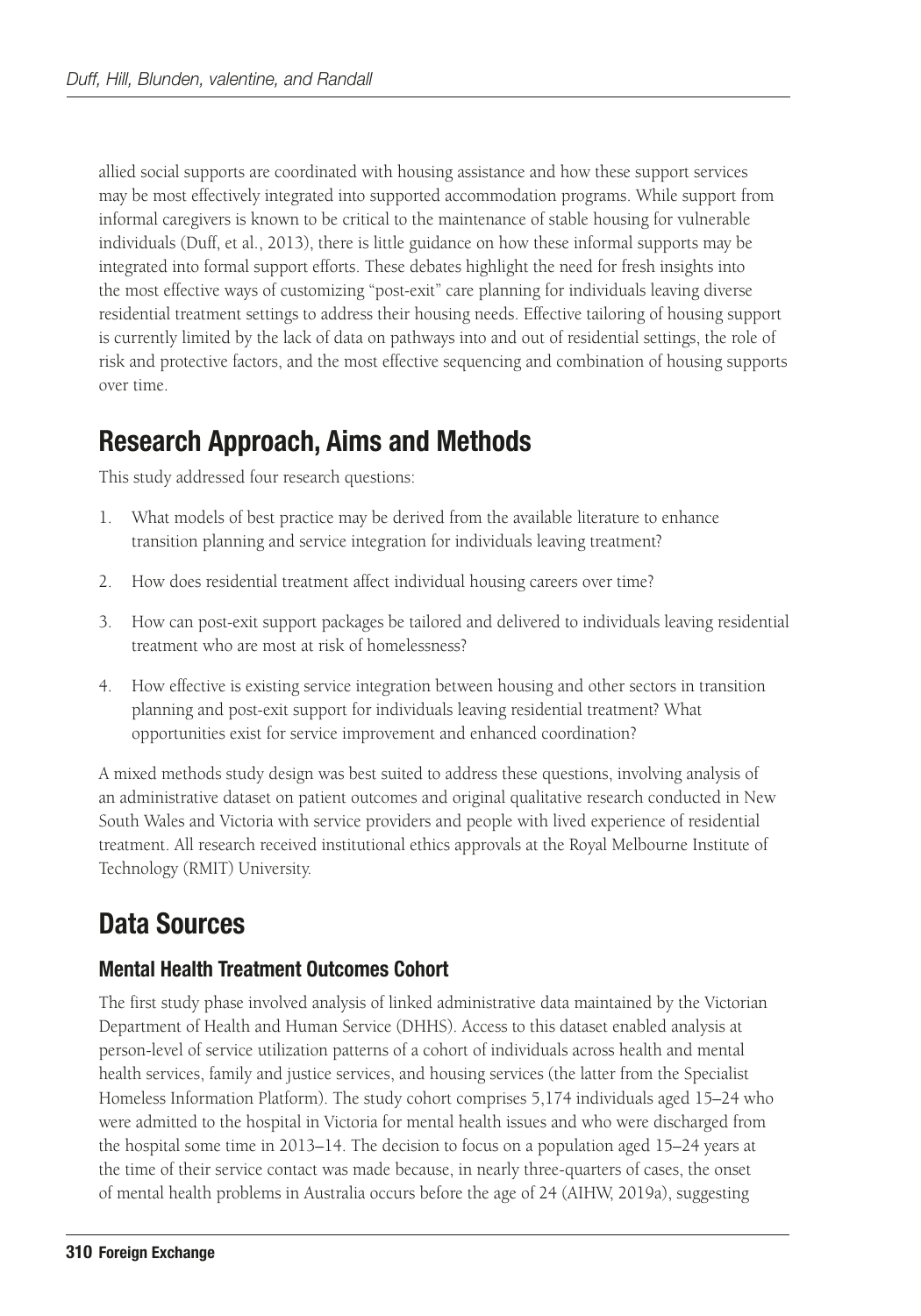allied social supports are coordinated with housing assistance and how these support services may be most effectively integrated into supported accommodation programs. While support from informal caregivers is known to be critical to the maintenance of stable housing for vulnerable individuals (Duff, et al., 2013), there is little guidance on how these informal supports may be integrated into formal support efforts. These debates highlight the need for fresh insights into the most effective ways of customizing "post-exit" care planning for individuals leaving diverse residential treatment settings to address their housing needs. Effective tailoring of housing support is currently limited by the lack of data on pathways into and out of residential settings, the role of risk and protective factors, and the most effective sequencing and combination of housing supports over time.

## Research Approach, Aims and Methods

This study addressed four research questions:

1. What models of best practice may be derived from the available literature to enhance transition planning and service integration for individuals leaving treatment?
2. How does residential treatment affect individual housing careers over time?
3. How can post-exit support packages be tailored and delivered to individuals leaving residential treatment who are most at risk of homelessness?
4. How effective is existing service integration between housing and other sectors in transition planning and post-exit support for individuals leaving residential treatment? What opportunities exist for service improvement and enhanced coordination?

A mixed methods study design was best suited to address these questions, involving analysis of an administrative dataset on patient outcomes and original qualitative research conducted in New South Wales and Victoria with service providers and people with lived experience of residential treatment. All research received institutional ethics approvals at the Royal Melbourne Institute of Technology (RMIT) University.

## Data Sources

### Mental Health Treatment Outcomes Cohort

The first study phase involved analysis of linked administrative data maintained by the Victorian Department of Health and Human Service (DHHS). Access to this dataset enabled analysis at person-level of service utilization patterns of a cohort of individuals across health and mental health services, family and justice services, and housing services (the latter from the Specialist Homeless Information Platform). The study cohort comprises 5,174 individuals aged 15–24 who were admitted to the hospital in Victoria for mental health issues and who were discharged from the hospital some time in 2013–14. The decision to focus on a population aged 15–24 years at the time of their service contact was made because, in nearly three-quarters of cases, the onset of mental health problems in Australia occurs before the age of 24 (AIHW, 2019a), suggesting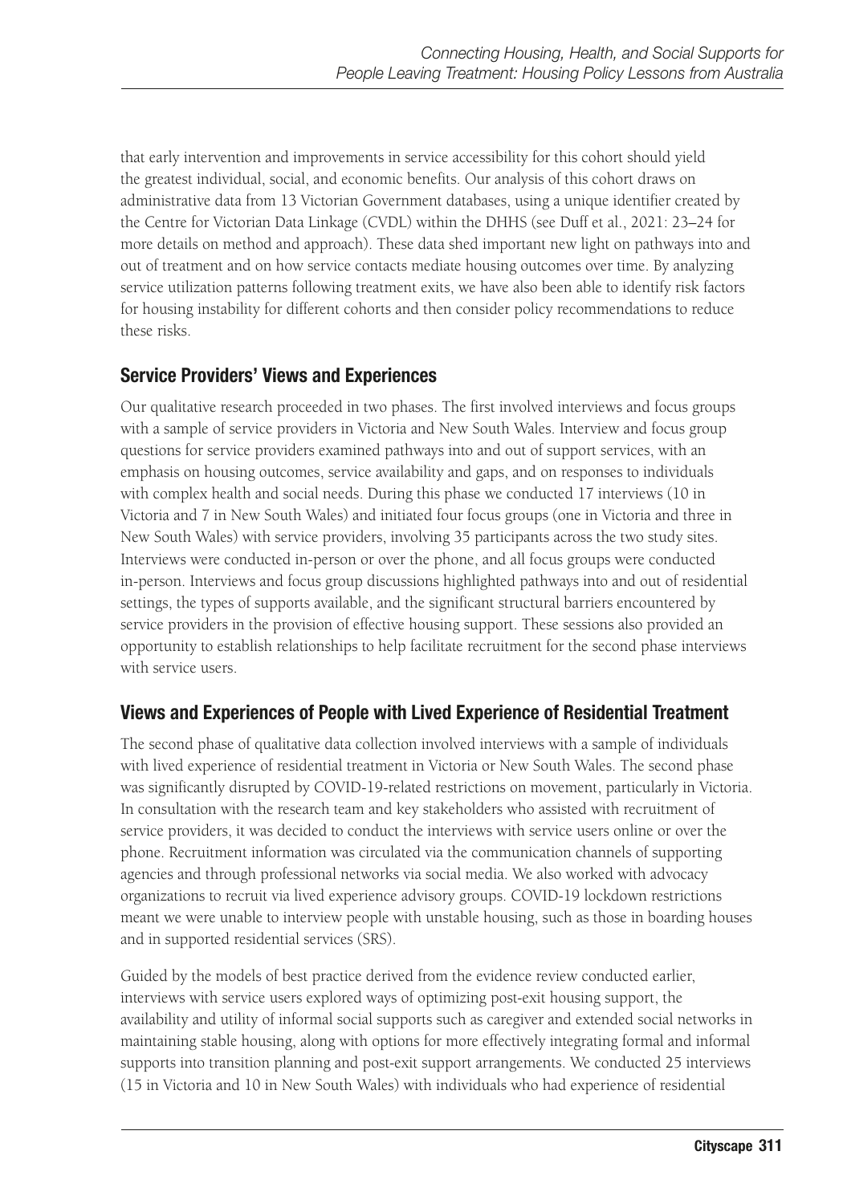that early intervention and improvements in service accessibility for this cohort should yield the greatest individual, social, and economic benefits. Our analysis of this cohort draws on administrative data from 13 Victorian Government databases, using a unique identifier created by the Centre for Victorian Data Linkage (CVDL) within the DHHS (see Duff et al., 2021: 23–24 for more details on method and approach). These data shed important new light on pathways into and out of treatment and on how service contacts mediate housing outcomes over time. By analyzing service utilization patterns following treatment exits, we have also been able to identify risk factors for housing instability for different cohorts and then consider policy recommendations to reduce these risks.

## Service Providers' Views and Experiences

Our qualitative research proceeded in two phases. The first involved interviews and focus groups with a sample of service providers in Victoria and New South Wales. Interview and focus group questions for service providers examined pathways into and out of support services, with an emphasis on housing outcomes, service availability and gaps, and on responses to individuals with complex health and social needs. During this phase we conducted 17 interviews (10 in Victoria and 7 in New South Wales) and initiated four focus groups (one in Victoria and three in New South Wales) with service providers, involving 35 participants across the two study sites. Interviews were conducted in-person or over the phone, and all focus groups were conducted in-person. Interviews and focus group discussions highlighted pathways into and out of residential settings, the types of supports available, and the significant structural barriers encountered by service providers in the provision of effective housing support. These sessions also provided an opportunity to establish relationships to help facilitate recruitment for the second phase interviews with service users.

## Views and Experiences of People with Lived Experience of Residential Treatment

The second phase of qualitative data collection involved interviews with a sample of individuals with lived experience of residential treatment in Victoria or New South Wales. The second phase was significantly disrupted by COVID-19-related restrictions on movement, particularly in Victoria. In consultation with the research team and key stakeholders who assisted with recruitment of service providers, it was decided to conduct the interviews with service users online or over the phone. Recruitment information was circulated via the communication channels of supporting agencies and through professional networks via social media. We also worked with advocacy organizations to recruit via lived experience advisory groups. COVID-19 lockdown restrictions meant we were unable to interview people with unstable housing, such as those in boarding houses and in supported residential services (SRS).

Guided by the models of best practice derived from the evidence review conducted earlier, interviews with service users explored ways of optimizing post-exit housing support, the availability and utility of informal social supports such as caregiver and extended social networks in maintaining stable housing, along with options for more effectively integrating formal and informal supports into transition planning and post-exit support arrangements. We conducted 25 interviews (15 in Victoria and 10 in New South Wales) with individuals who had experience of residential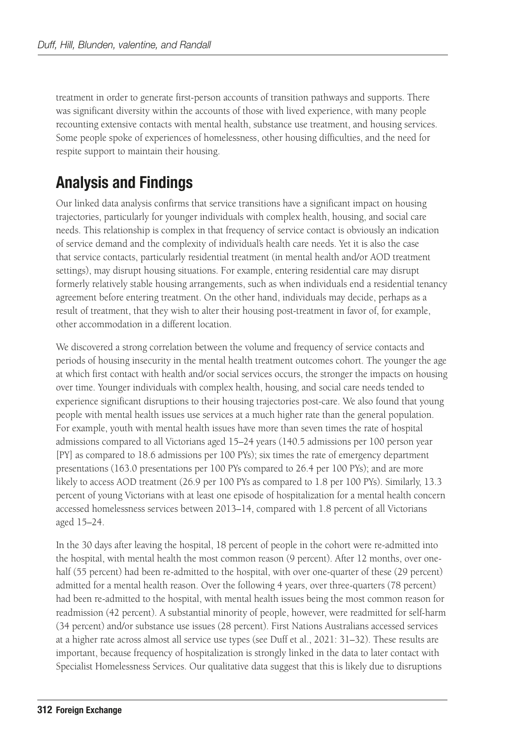treatment in order to generate first-person accounts of transition pathways and supports. There was significant diversity within the accounts of those with lived experience, with many people recounting extensive contacts with mental health, substance use treatment, and housing services. Some people spoke of experiences of homelessness, other housing difficulties, and the need for respite support to maintain their housing.

## Analysis and Findings

Our linked data analysis confirms that service transitions have a significant impact on housing trajectories, particularly for younger individuals with complex health, housing, and social care needs. This relationship is complex in that frequency of service contact is obviously an indication of service demand and the complexity of individual's health care needs. Yet it is also the case that service contacts, particularly residential treatment (in mental health and/or AOD treatment settings), may disrupt housing situations. For example, entering residential care may disrupt formerly relatively stable housing arrangements, such as when individuals end a residential tenancy agreement before entering treatment. On the other hand, individuals may decide, perhaps as a result of treatment, that they wish to alter their housing post-treatment in favor of, for example, other accommodation in a different location.

We discovered a strong correlation between the volume and frequency of service contacts and periods of housing insecurity in the mental health treatment outcomes cohort. The younger the age at which first contact with health and/or social services occurs, the stronger the impacts on housing over time. Younger individuals with complex health, housing, and social care needs tended to experience significant disruptions to their housing trajectories post-care. We also found that young people with mental health issues use services at a much higher rate than the general population. For example, youth with mental health issues have more than seven times the rate of hospital admissions compared to all Victorians aged 15–24 years (140.5 admissions per 100 person year [PY] as compared to 18.6 admissions per 100 PYs); six times the rate of emergency department presentations (163.0 presentations per 100 PYs compared to 26.4 per 100 PYs); and are more likely to access AOD treatment (26.9 per 100 PYs as compared to 1.8 per 100 PYs). Similarly, 13.3 percent of young Victorians with at least one episode of hospitalization for a mental health concern accessed homelessness services between 2013–14, compared with 1.8 percent of all Victorians aged 15–24.

In the 30 days after leaving the hospital, 18 percent of people in the cohort were re-admitted into the hospital, with mental health the most common reason (9 percent). After 12 months, over one-half (55 percent) had been re-admitted to the hospital, with over one-quarter of these (29 percent) admitted for a mental health reason. Over the following 4 years, over three-quarters (78 percent) had been re-admitted to the hospital, with mental health issues being the most common reason for readmission (42 percent). A substantial minority of people, however, were readmitted for self-harm (34 percent) and/or substance use issues (28 percent). First Nations Australians accessed services at a higher rate across almost all service use types (see Duff et al., 2021: 31–32). These results are important, because frequency of hospitalization is strongly linked in the data to later contact with Specialist Homelessness Services. Our qualitative data suggest that this is likely due to disruptions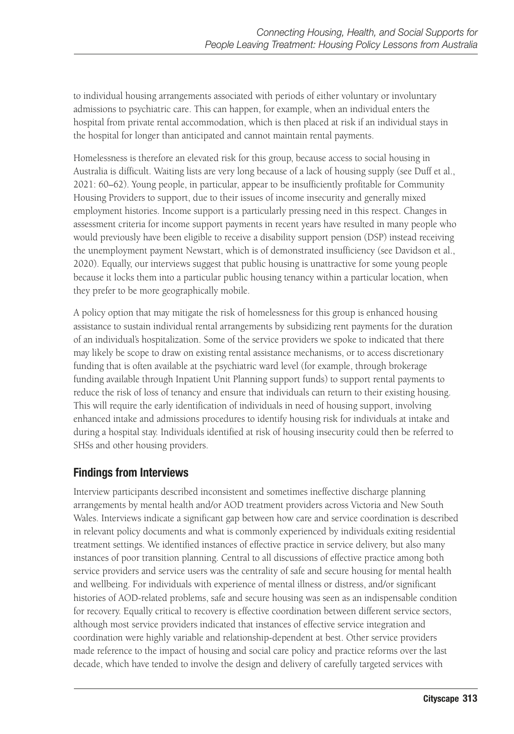to individual housing arrangements associated with periods of either voluntary or involuntary admissions to psychiatric care. This can happen, for example, when an individual enters the hospital from private rental accommodation, which is then placed at risk if an individual stays in the hospital for longer than anticipated and cannot maintain rental payments.

Homelessness is therefore an elevated risk for this group, because access to social housing in Australia is difficult. Waiting lists are very long because of a lack of housing supply (see Duff et al., 2021: 60–62). Young people, in particular, appear to be insufficiently profitable for Community Housing Providers to support, due to their issues of income insecurity and generally mixed employment histories. Income support is a particularly pressing need in this respect. Changes in assessment criteria for income support payments in recent years have resulted in many people who would previously have been eligible to receive a disability support pension (DSP) instead receiving the unemployment payment Newstart, which is of demonstrated insufficiency (see Davidson et al., 2020). Equally, our interviews suggest that public housing is unattractive for some young people because it locks them into a particular public housing tenancy within a particular location, when they prefer to be more geographically mobile.

A policy option that may mitigate the risk of homelessness for this group is enhanced housing assistance to sustain individual rental arrangements by subsidizing rent payments for the duration of an individual's hospitalization. Some of the service providers we spoke to indicated that there may likely be scope to draw on existing rental assistance mechanisms, or to access discretionary funding that is often available at the psychiatric ward level (for example, through brokerage funding available through Inpatient Unit Planning support funds) to support rental payments to reduce the risk of loss of tenancy and ensure that individuals can return to their existing housing. This will require the early identification of individuals in need of housing support, involving enhanced intake and admissions procedures to identify housing risk for individuals at intake and during a hospital stay. Individuals identified at risk of housing insecurity could then be referred to SHSs and other housing providers.

## Findings from Interviews

Interview participants described inconsistent and sometimes ineffective discharge planning arrangements by mental health and/or AOD treatment providers across Victoria and New South Wales. Interviews indicate a significant gap between how care and service coordination is described in relevant policy documents and what is commonly experienced by individuals exiting residential treatment settings. We identified instances of effective practice in service delivery, but also many instances of poor transition planning. Central to all discussions of effective practice among both service providers and service users was the centrality of safe and secure housing for mental health and wellbeing. For individuals with experience of mental illness or distress, and/or significant histories of AOD-related problems, safe and secure housing was seen as an indispensable condition for recovery. Equally critical to recovery is effective coordination between different service sectors, although most service providers indicated that instances of effective service integration and coordination were highly variable and relationship-dependent at best. Other service providers made reference to the impact of housing and social care policy and practice reforms over the last decade, which have tended to involve the design and delivery of carefully targeted services with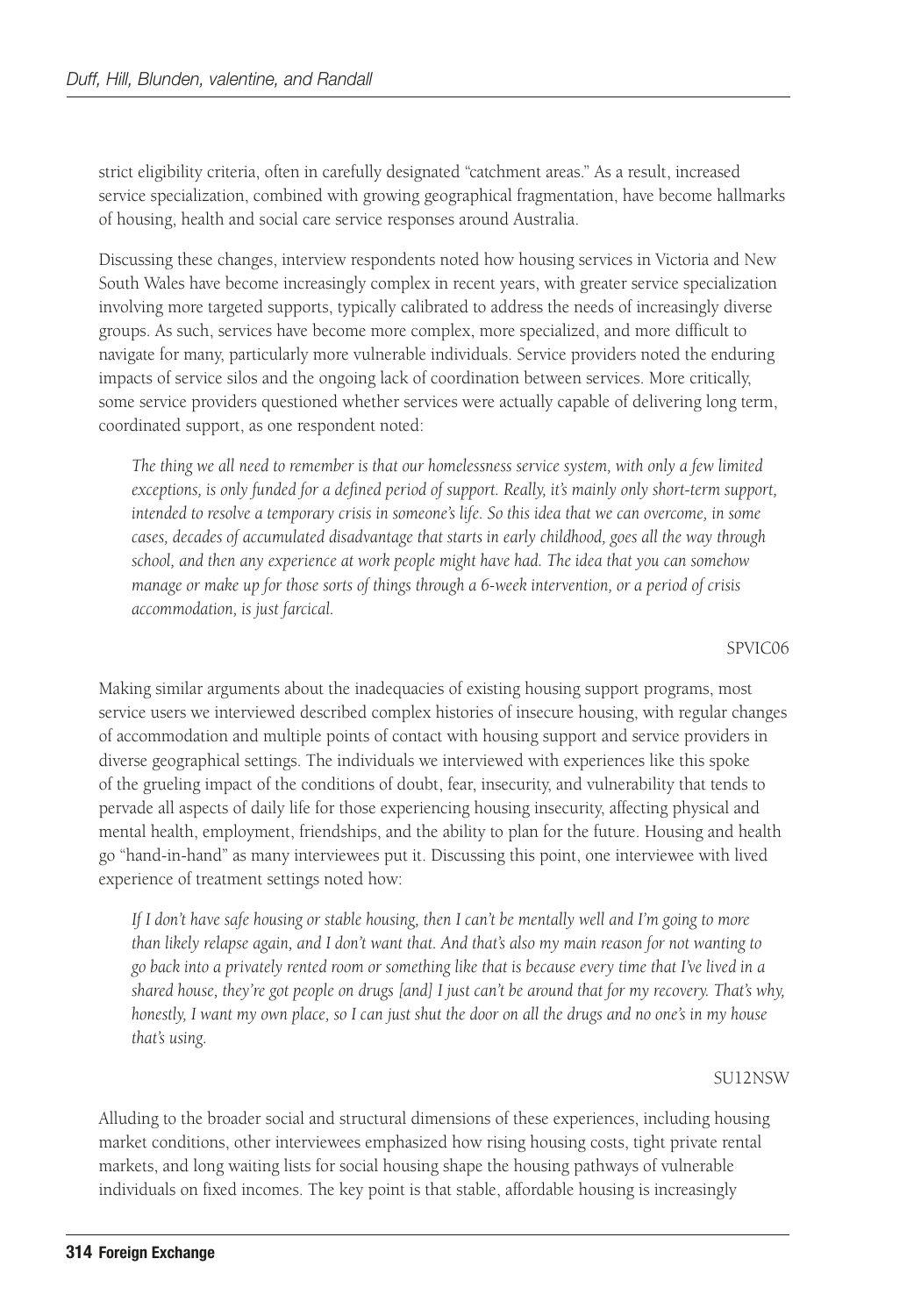strict eligibility criteria, often in carefully designated "catchment areas." As a result, increased service specialization, combined with growing geographical fragmentation, have become hallmarks of housing, health and social care service responses around Australia.

Discussing these changes, interview respondents noted how housing services in Victoria and New South Wales have become increasingly complex in recent years, with greater service specialization involving more targeted supports, typically calibrated to address the needs of increasingly diverse groups. As such, services have become more complex, more specialized, and more difficult to navigate for many, particularly more vulnerable individuals. Service providers noted the enduring impacts of service silos and the ongoing lack of coordination between services. More critically, some service providers questioned whether services were actually capable of delivering long term, coordinated support, as one respondent noted:

> *The thing we all need to remember is that our homelessness service system, with only a few limited exceptions, is only funded for a defined period of support. Really, it's mainly only short-term support, intended to resolve a temporary crisis in someone's life. So this idea that we can overcome, in some cases, decades of accumulated disadvantage that starts in early childhood, goes all the way through school, and then any experience at work people might have had. The idea that you can somehow manage or make up for those sorts of things through a 6-week intervention, or a period of crisis accommodation, is just farcical.*
>
> SPVIC06

Making similar arguments about the inadequacies of existing housing support programs, most service users we interviewed described complex histories of insecure housing, with regular changes of accommodation and multiple points of contact with housing support and service providers in diverse geographical settings. The individuals we interviewed with experiences like this spoke of the grueling impact of the conditions of doubt, fear, insecurity, and vulnerability that tends to pervade all aspects of daily life for those experiencing housing insecurity, affecting physical and mental health, employment, friendships, and the ability to plan for the future. Housing and health go "hand-in-hand" as many interviewees put it. Discussing this point, one interviewee with lived experience of treatment settings noted how:

> *If I don't have safe housing or stable housing, then I can't be mentally well and I'm going to more than likely relapse again, and I don't want that. And that's also my main reason for not wanting to go back into a privately rented room or something like that is because every time that I've lived in a shared house, they're got people on drugs [and] I just can't be around that for my recovery. That's why, honestly, I want my own place, so I can just shut the door on all the drugs and no one's in my house that's using.*
>
> SU12NSW

Alluding to the broader social and structural dimensions of these experiences, including housing market conditions, other interviewees emphasized how rising housing costs, tight private rental markets, and long waiting lists for social housing shape the housing pathways of vulnerable individuals on fixed incomes. The key point is that stable, affordable housing is increasingly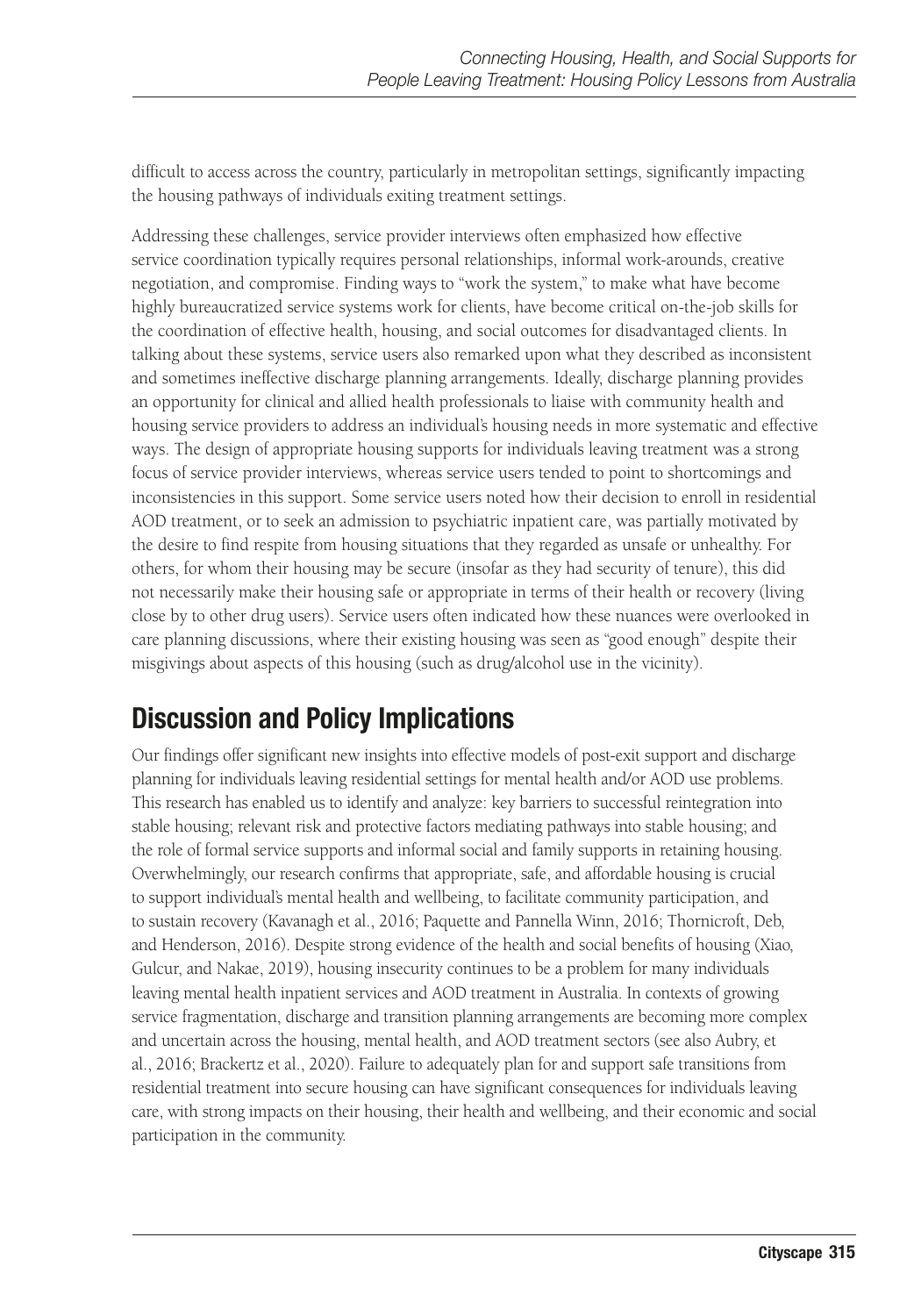difficult to access across the country, particularly in metropolitan settings, significantly impacting the housing pathways of individuals exiting treatment settings.

Addressing these challenges, service provider interviews often emphasized how effective service coordination typically requires personal relationships, informal work-arounds, creative negotiation, and compromise. Finding ways to "work the system," to make what have become highly bureaucratized service systems work for clients, have become critical on-the-job skills for the coordination of effective health, housing, and social outcomes for disadvantaged clients. In talking about these systems, service users also remarked upon what they described as inconsistent and sometimes ineffective discharge planning arrangements. Ideally, discharge planning provides an opportunity for clinical and allied health professionals to liaise with community health and housing service providers to address an individual's housing needs in more systematic and effective ways. The design of appropriate housing supports for individuals leaving treatment was a strong focus of service provider interviews, whereas service users tended to point to shortcomings and inconsistencies in this support. Some service users noted how their decision to enroll in residential AOD treatment, or to seek an admission to psychiatric inpatient care, was partially motivated by the desire to find respite from housing situations that they regarded as unsafe or unhealthy. For others, for whom their housing may be secure (insofar as they had security of tenure), this did not necessarily make their housing safe or appropriate in terms of their health or recovery (living close by to other drug users). Service users often indicated how these nuances were overlooked in care planning discussions, where their existing housing was seen as "good enough" despite their misgivings about aspects of this housing (such as drug/alcohol use in the vicinity).

## Discussion and Policy Implications

Our findings offer significant new insights into effective models of post-exit support and discharge planning for individuals leaving residential settings for mental health and/or AOD use problems. This research has enabled us to identify and analyze: key barriers to successful reintegration into stable housing; relevant risk and protective factors mediating pathways into stable housing; and the role of formal service supports and informal social and family supports in retaining housing. Overwhelmingly, our research confirms that appropriate, safe, and affordable housing is crucial to support individual's mental health and wellbeing, to facilitate community participation, and to sustain recovery (Kavanagh et al., 2016; Paquette and Pannella Winn, 2016; Thornicroft, Deb, and Henderson, 2016). Despite strong evidence of the health and social benefits of housing (Xiao, Gulcur, and Nakae, 2019), housing insecurity continues to be a problem for many individuals leaving mental health inpatient services and AOD treatment in Australia. In contexts of growing service fragmentation, discharge and transition planning arrangements are becoming more complex and uncertain across the housing, mental health, and AOD treatment sectors (see also Aubry, et al., 2016; Brackertz et al., 2020). Failure to adequately plan for and support safe transitions from residential treatment into secure housing can have significant consequences for individuals leaving care, with strong impacts on their housing, their health and wellbeing, and their economic and social participation in the community.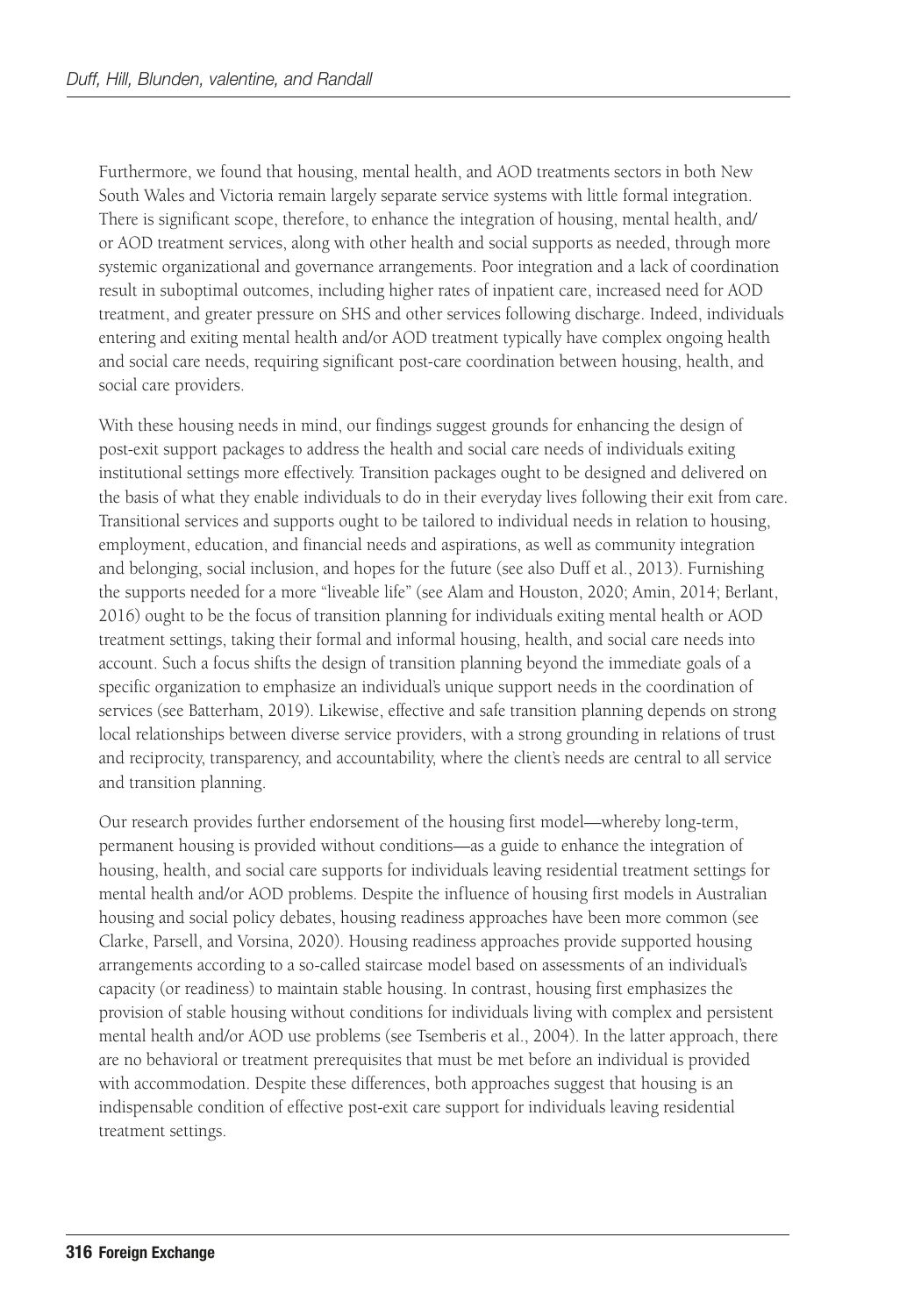Furthermore, we found that housing, mental health, and AOD treatments sectors in both New South Wales and Victoria remain largely separate service systems with little formal integration. There is significant scope, therefore, to enhance the integration of housing, mental health, and/or AOD treatment services, along with other health and social supports as needed, through more systemic organizational and governance arrangements. Poor integration and a lack of coordination result in suboptimal outcomes, including higher rates of inpatient care, increased need for AOD treatment, and greater pressure on SHS and other services following discharge. Indeed, individuals entering and exiting mental health and/or AOD treatment typically have complex ongoing health and social care needs, requiring significant post-care coordination between housing, health, and social care providers.

With these housing needs in mind, our findings suggest grounds for enhancing the design of post-exit support packages to address the health and social care needs of individuals exiting institutional settings more effectively. Transition packages ought to be designed and delivered on the basis of what they enable individuals to do in their everyday lives following their exit from care. Transitional services and supports ought to be tailored to individual needs in relation to housing, employment, education, and financial needs and aspirations, as well as community integration and belonging, social inclusion, and hopes for the future (see also Duff et al., 2013). Furnishing the supports needed for a more "liveable life" (see Alam and Houston, 2020; Amin, 2014; Berlant, 2016) ought to be the focus of transition planning for individuals exiting mental health or AOD treatment settings, taking their formal and informal housing, health, and social care needs into account. Such a focus shifts the design of transition planning beyond the immediate goals of a specific organization to emphasize an individual's unique support needs in the coordination of services (see Batterham, 2019). Likewise, effective and safe transition planning depends on strong local relationships between diverse service providers, with a strong grounding in relations of trust and reciprocity, transparency, and accountability, where the client's needs are central to all service and transition planning.

Our research provides further endorsement of the housing first model—whereby long-term, permanent housing is provided without conditions—as a guide to enhance the integration of housing, health, and social care supports for individuals leaving residential treatment settings for mental health and/or AOD problems. Despite the influence of housing first models in Australian housing and social policy debates, housing readiness approaches have been more common (see Clarke, Parsell, and Vorsina, 2020). Housing readiness approaches provide supported housing arrangements according to a so-called staircase model based on assessments of an individual's capacity (or readiness) to maintain stable housing. In contrast, housing first emphasizes the provision of stable housing without conditions for individuals living with complex and persistent mental health and/or AOD use problems (see Tsemberis et al., 2004). In the latter approach, there are no behavioral or treatment prerequisites that must be met before an individual is provided with accommodation. Despite these differences, both approaches suggest that housing is an indispensable condition of effective post-exit care support for individuals leaving residential treatment settings.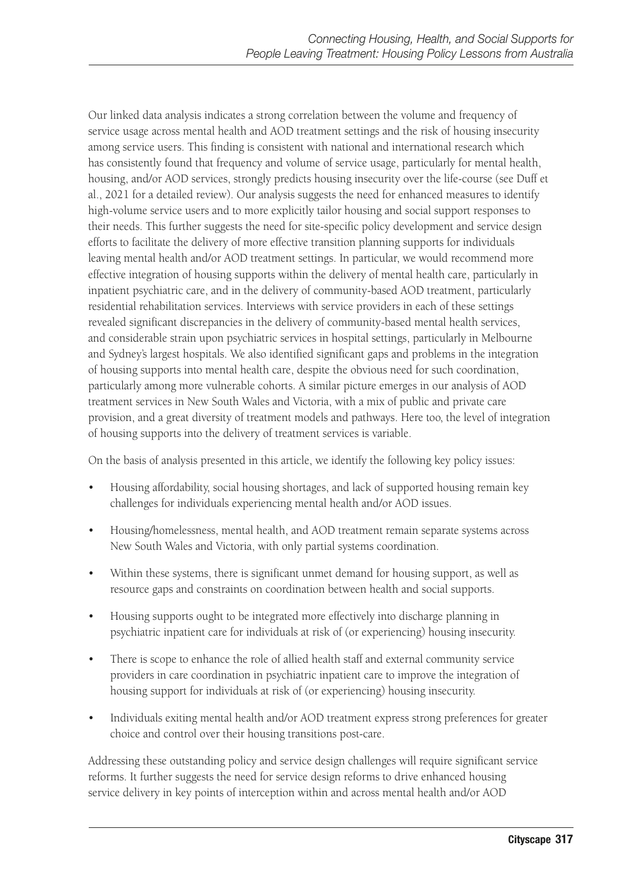Our linked data analysis indicates a strong correlation between the volume and frequency of service usage across mental health and AOD treatment settings and the risk of housing insecurity among service users. This finding is consistent with national and international research which has consistently found that frequency and volume of service usage, particularly for mental health, housing, and/or AOD services, strongly predicts housing insecurity over the life-course (see Duff et al., 2021 for a detailed review). Our analysis suggests the need for enhanced measures to identify high-volume service users and to more explicitly tailor housing and social support responses to their needs. This further suggests the need for site-specific policy development and service design efforts to facilitate the delivery of more effective transition planning supports for individuals leaving mental health and/or AOD treatment settings. In particular, we would recommend more effective integration of housing supports within the delivery of mental health care, particularly in inpatient psychiatric care, and in the delivery of community-based AOD treatment, particularly residential rehabilitation services. Interviews with service providers in each of these settings revealed significant discrepancies in the delivery of community-based mental health services, and considerable strain upon psychiatric services in hospital settings, particularly in Melbourne and Sydney's largest hospitals. We also identified significant gaps and problems in the integration of housing supports into mental health care, despite the obvious need for such coordination, particularly among more vulnerable cohorts. A similar picture emerges in our analysis of AOD treatment services in New South Wales and Victoria, with a mix of public and private care provision, and a great diversity of treatment models and pathways. Here too, the level of integration of housing supports into the delivery of treatment services is variable.

On the basis of analysis presented in this article, we identify the following key policy issues:

- Housing affordability, social housing shortages, and lack of supported housing remain key challenges for individuals experiencing mental health and/or AOD issues.
- Housing/homelessness, mental health, and AOD treatment remain separate systems across New South Wales and Victoria, with only partial systems coordination.
- Within these systems, there is significant unmet demand for housing support, as well as resource gaps and constraints on coordination between health and social supports.
- Housing supports ought to be integrated more effectively into discharge planning in psychiatric inpatient care for individuals at risk of (or experiencing) housing insecurity.
- There is scope to enhance the role of allied health staff and external community service providers in care coordination in psychiatric inpatient care to improve the integration of housing support for individuals at risk of (or experiencing) housing insecurity.
- Individuals exiting mental health and/or AOD treatment express strong preferences for greater choice and control over their housing transitions post-care.

Addressing these outstanding policy and service design challenges will require significant service reforms. It further suggests the need for service design reforms to drive enhanced housing service delivery in key points of interception within and across mental health and/or AOD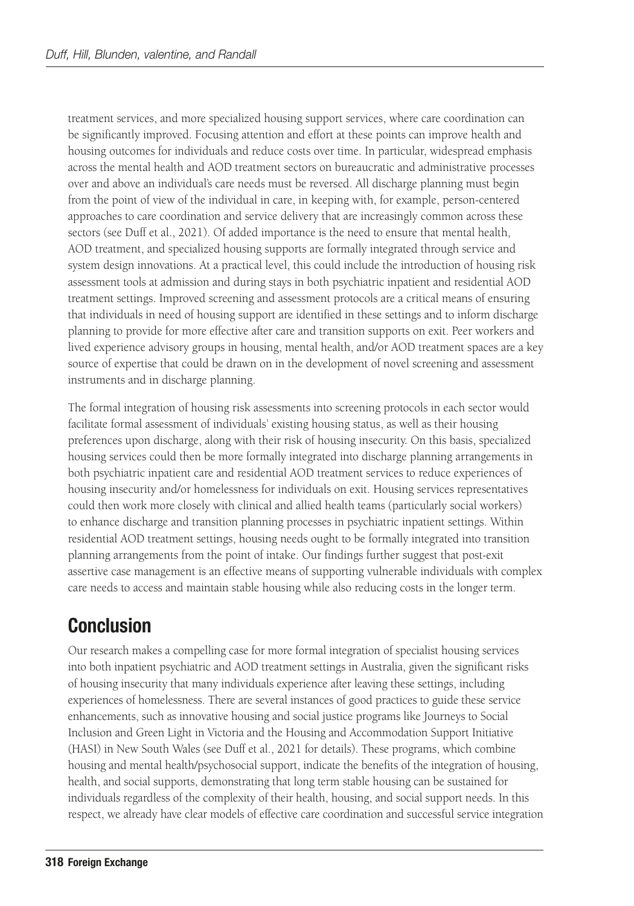treatment services, and more specialized housing support services, where care coordination can be significantly improved. Focusing attention and effort at these points can improve health and housing outcomes for individuals and reduce costs over time. In particular, widespread emphasis across the mental health and AOD treatment sectors on bureaucratic and administrative processes over and above an individual's care needs must be reversed. All discharge planning must begin from the point of view of the individual in care, in keeping with, for example, person-centered approaches to care coordination and service delivery that are increasingly common across these sectors (see Duff et al., 2021). Of added importance is the need to ensure that mental health, AOD treatment, and specialized housing supports are formally integrated through service and system design innovations. At a practical level, this could include the introduction of housing risk assessment tools at admission and during stays in both psychiatric inpatient and residential AOD treatment settings. Improved screening and assessment protocols are a critical means of ensuring that individuals in need of housing support are identified in these settings and to inform discharge planning to provide for more effective after care and transition supports on exit. Peer workers and lived experience advisory groups in housing, mental health, and/or AOD treatment spaces are a key source of expertise that could be drawn on in the development of novel screening and assessment instruments and in discharge planning.

The formal integration of housing risk assessments into screening protocols in each sector would facilitate formal assessment of individuals' existing housing status, as well as their housing preferences upon discharge, along with their risk of housing insecurity. On this basis, specialized housing services could then be more formally integrated into discharge planning arrangements in both psychiatric inpatient care and residential AOD treatment services to reduce experiences of housing insecurity and/or homelessness for individuals on exit. Housing services representatives could then work more closely with clinical and allied health teams (particularly social workers) to enhance discharge and transition planning processes in psychiatric inpatient settings. Within residential AOD treatment settings, housing needs ought to be formally integrated into transition planning arrangements from the point of intake. Our findings further suggest that post-exit assertive case management is an effective means of supporting vulnerable individuals with complex care needs to access and maintain stable housing while also reducing costs in the longer term.

## Conclusion

Our research makes a compelling case for more formal integration of specialist housing services into both inpatient psychiatric and AOD treatment settings in Australia, given the significant risks of housing insecurity that many individuals experience after leaving these settings, including experiences of homelessness. There are several instances of good practices to guide these service enhancements, such as innovative housing and social justice programs like Journeys to Social Inclusion and Green Light in Victoria and the Housing and Accommodation Support Initiative (HASI) in New South Wales (see Duff et al., 2021 for details). These programs, which combine housing and mental health/psychosocial support, indicate the benefits of the integration of housing, health, and social supports, demonstrating that long term stable housing can be sustained for individuals regardless of the complexity of their health, housing, and social support needs. In this respect, we already have clear models of effective care coordination and successful service integration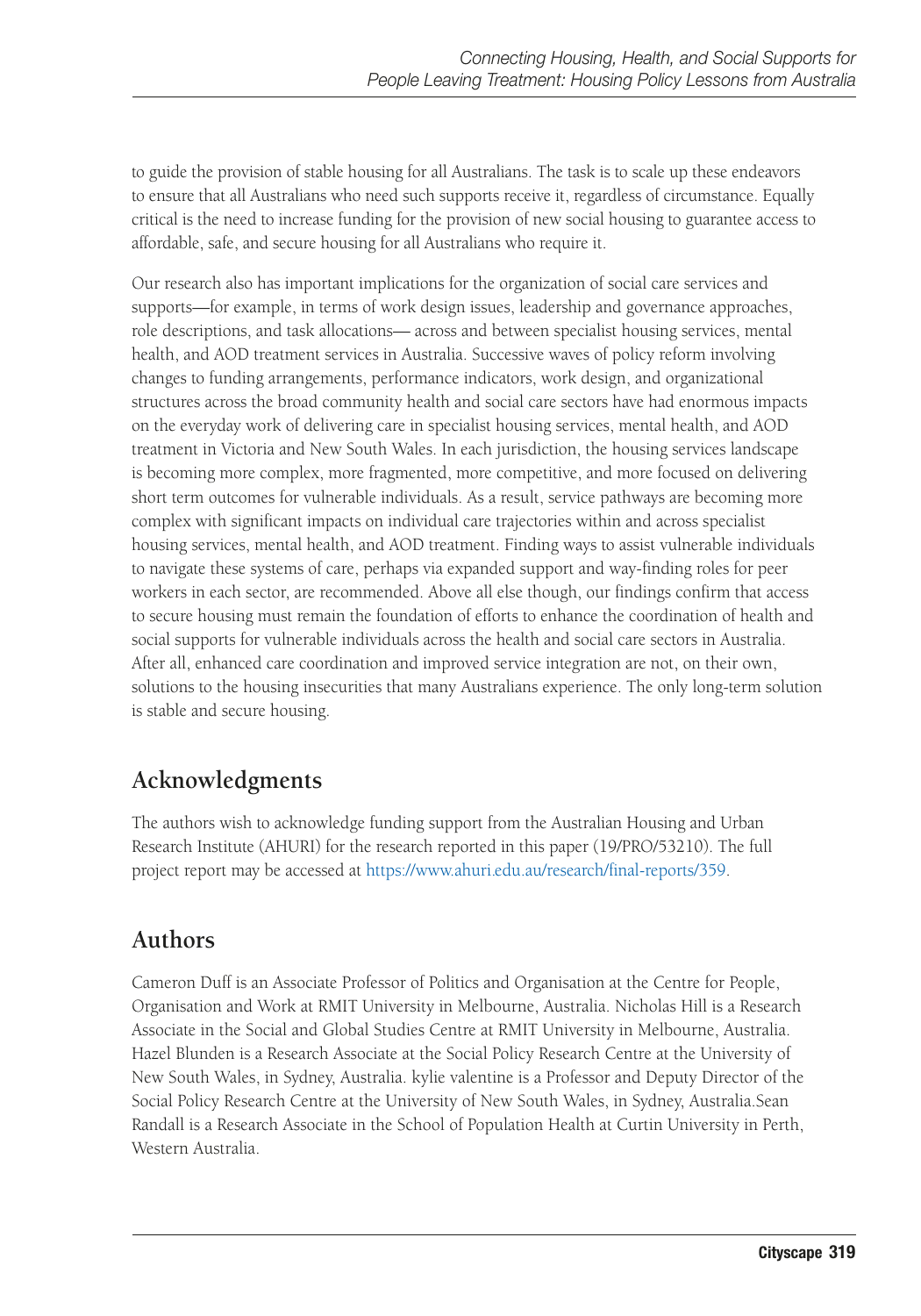to guide the provision of stable housing for all Australians. The task is to scale up these endeavors to ensure that all Australians who need such supports receive it, regardless of circumstance. Equally critical is the need to increase funding for the provision of new social housing to guarantee access to affordable, safe, and secure housing for all Australians who require it.

Our research also has important implications for the organization of social care services and supports—for example, in terms of work design issues, leadership and governance approaches, role descriptions, and task allocations— across and between specialist housing services, mental health, and AOD treatment services in Australia. Successive waves of policy reform involving changes to funding arrangements, performance indicators, work design, and organizational structures across the broad community health and social care sectors have had enormous impacts on the everyday work of delivering care in specialist housing services, mental health, and AOD treatment in Victoria and New South Wales. In each jurisdiction, the housing services landscape is becoming more complex, more fragmented, more competitive, and more focused on delivering short term outcomes for vulnerable individuals. As a result, service pathways are becoming more complex with significant impacts on individual care trajectories within and across specialist housing services, mental health, and AOD treatment. Finding ways to assist vulnerable individuals to navigate these systems of care, perhaps via expanded support and way-finding roles for peer workers in each sector, are recommended. Above all else though, our findings confirm that access to secure housing must remain the foundation of efforts to enhance the coordination of health and social supports for vulnerable individuals across the health and social care sectors in Australia. After all, enhanced care coordination and improved service integration are not, on their own, solutions to the housing insecurities that many Australians experience. The only long-term solution is stable and secure housing.

## Acknowledgments

The authors wish to acknowledge funding support from the Australian Housing and Urban Research Institute (AHURI) for the research reported in this paper (19/PRO/53210). The full project report may be accessed at https://www.ahuri.edu.au/research/final-reports/359.

## Authors

Cameron Duff is an Associate Professor of Politics and Organisation at the Centre for People, Organisation and Work at RMIT University in Melbourne, Australia. Nicholas Hill is a Research Associate in the Social and Global Studies Centre at RMIT University in Melbourne, Australia. Hazel Blunden is a Research Associate at the Social Policy Research Centre at the University of New South Wales, in Sydney, Australia. kylie valentine is a Professor and Deputy Director of the Social Policy Research Centre at the University of New South Wales, in Sydney, Australia.Sean Randall is a Research Associate in the School of Population Health at Curtin University in Perth, Western Australia.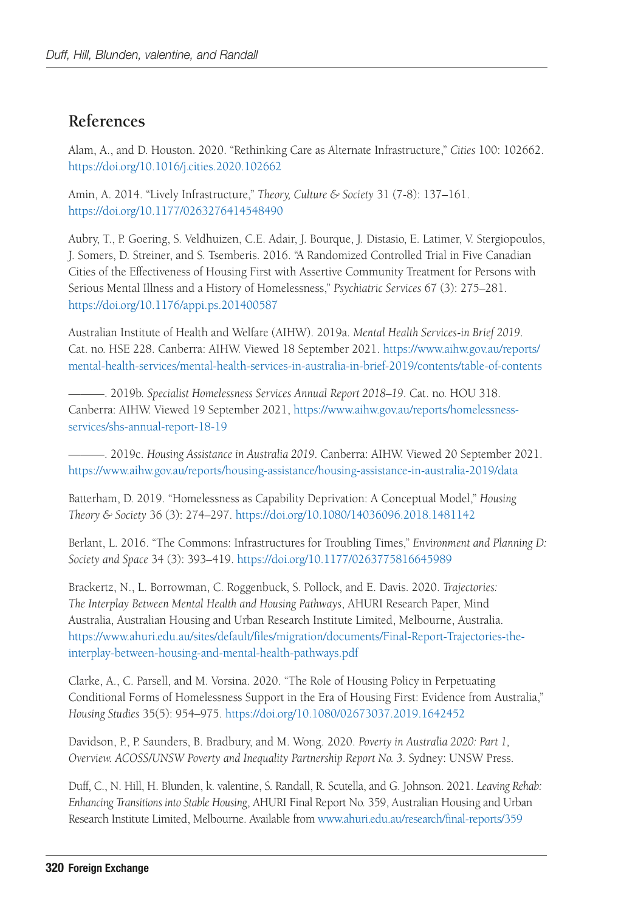## References

Alam, A., and D. Houston. 2020. "Rethinking Care as Alternate Infrastructure," *Cities* 100: 102662. https://doi.org/10.1016/j.cities.2020.102662

Amin, A. 2014. "Lively Infrastructure," *Theory, Culture & Society* 31 (7-8): 137–161. https://doi.org/10.1177/0263276414548490

Aubry, T., P. Goering, S. Veldhuizen, C.E. Adair, J. Bourque, J. Distasio, E. Latimer, V. Stergiopoulos, J. Somers, D. Streiner, and S. Tsemberis. 2016. "A Randomized Controlled Trial in Five Canadian Cities of the Effectiveness of Housing First with Assertive Community Treatment for Persons with Serious Mental Illness and a History of Homelessness," *Psychiatric Services* 67 (3): 275–281. https://doi.org/10.1176/appi.ps.201400587

Australian Institute of Health and Welfare (AIHW). 2019a. *Mental Health Services-in Brief 2019*. Cat. no. HSE 228. Canberra: AIHW. Viewed 18 September 2021. https://www.aihw.gov.au/reports/mental-health-services/mental-health-services-in-australia-in-brief-2019/contents/table-of-contents

———. 2019b. *Specialist Homelessness Services Annual Report 2018–19*. Cat. no. HOU 318. Canberra: AIHW. Viewed 19 September 2021, https://www.aihw.gov.au/reports/homelessness-services/shs-annual-report-18-19

———. 2019c. *Housing Assistance in Australia 2019*. Canberra: AIHW. Viewed 20 September 2021. https://www.aihw.gov.au/reports/housing-assistance/housing-assistance-in-australia-2019/data

Batterham, D. 2019. "Homelessness as Capability Deprivation: A Conceptual Model," *Housing Theory & Society* 36 (3): 274–297. https://doi.org/10.1080/14036096.2018.1481142

Berlant, L. 2016. "The Commons: Infrastructures for Troubling Times," *Environment and Planning D: Society and Space* 34 (3): 393–419. https://doi.org/10.1177/0263775816645989

Brackertz, N., L. Borrowman, C. Roggenbuck, S. Pollock, and E. Davis. 2020. *Trajectories: The Interplay Between Mental Health and Housing Pathways*, AHURI Research Paper, Mind Australia, Australian Housing and Urban Research Institute Limited, Melbourne, Australia. https://www.ahuri.edu.au/sites/default/files/migration/documents/Final-Report-Trajectories-the-interplay-between-housing-and-mental-health-pathways.pdf

Clarke, A., C. Parsell, and M. Vorsina. 2020. "The Role of Housing Policy in Perpetuating Conditional Forms of Homelessness Support in the Era of Housing First: Evidence from Australia," *Housing Studies* 35(5): 954–975. https://doi.org/10.1080/02673037.2019.1642452

Davidson, P., P. Saunders, B. Bradbury, and M. Wong. 2020. *Poverty in Australia 2020: Part 1, Overview. ACOSS/UNSW Poverty and Inequality Partnership Report No. 3*. Sydney: UNSW Press.

Duff, C., N. Hill, H. Blunden, k. valentine, S. Randall, R. Scutella, and G. Johnson. 2021. *Leaving Rehab: Enhancing Transitions into Stable Housing*, AHURI Final Report No. 359, Australian Housing and Urban Research Institute Limited, Melbourne. Available from www.ahuri.edu.au/research/final-reports/359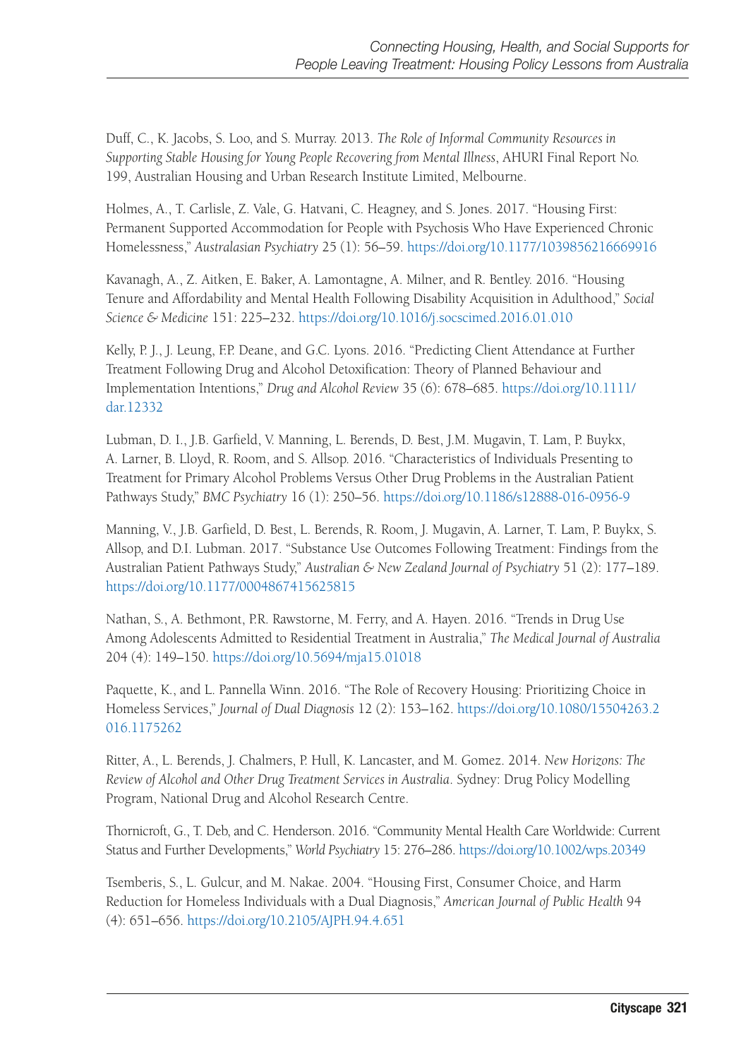Duff, C., K. Jacobs, S. Loo, and S. Murray. 2013. *The Role of Informal Community Resources in Supporting Stable Housing for Young People Recovering from Mental Illness*, AHURI Final Report No. 199, Australian Housing and Urban Research Institute Limited, Melbourne.

Holmes, A., T. Carlisle, Z. Vale, G. Hatvani, C. Heagney, and S. Jones. 2017. "Housing First: Permanent Supported Accommodation for People with Psychosis Who Have Experienced Chronic Homelessness," *Australasian Psychiatry* 25 (1): 56–59. https://doi.org/10.1177/1039856216669916

Kavanagh, A., Z. Aitken, E. Baker, A. Lamontagne, A. Milner, and R. Bentley. 2016. "Housing Tenure and Affordability and Mental Health Following Disability Acquisition in Adulthood," *Social Science & Medicine* 151: 225–232. https://doi.org/10.1016/j.socscimed.2016.01.010

Kelly, P. J., J. Leung, F.P. Deane, and G.C. Lyons. 2016. "Predicting Client Attendance at Further Treatment Following Drug and Alcohol Detoxification: Theory of Planned Behaviour and Implementation Intentions," *Drug and Alcohol Review* 35 (6): 678–685. https://doi.org/10.1111/dar.12332

Lubman, D. I., J.B. Garfield, V. Manning, L. Berends, D. Best, J.M. Mugavin, T. Lam, P. Buykx, A. Larner, B. Lloyd, R. Room, and S. Allsop. 2016. "Characteristics of Individuals Presenting to Treatment for Primary Alcohol Problems Versus Other Drug Problems in the Australian Patient Pathways Study," *BMC Psychiatry* 16 (1): 250–56. https://doi.org/10.1186/s12888-016-0956-9

Manning, V., J.B. Garfield, D. Best, L. Berends, R. Room, J. Mugavin, A. Larner, T. Lam, P. Buykx, S. Allsop, and D.I. Lubman. 2017. "Substance Use Outcomes Following Treatment: Findings from the Australian Patient Pathways Study," *Australian & New Zealand Journal of Psychiatry* 51 (2): 177–189. https://doi.org/10.1177/0004867415625815

Nathan, S., A. Bethmont, P.R. Rawstorne, M. Ferry, and A. Hayen. 2016. "Trends in Drug Use Among Adolescents Admitted to Residential Treatment in Australia," *The Medical Journal of Australia* 204 (4): 149–150. https://doi.org/10.5694/mja15.01018

Paquette, K., and L. Pannella Winn. 2016. "The Role of Recovery Housing: Prioritizing Choice in Homeless Services," *Journal of Dual Diagnosis* 12 (2): 153–162. https://doi.org/10.1080/15504263.2016.1175262

Ritter, A., L. Berends, J. Chalmers, P. Hull, K. Lancaster, and M. Gomez. 2014. *New Horizons: The Review of Alcohol and Other Drug Treatment Services in Australia*. Sydney: Drug Policy Modelling Program, National Drug and Alcohol Research Centre.

Thornicroft, G., T. Deb, and C. Henderson. 2016. "Community Mental Health Care Worldwide: Current Status and Further Developments," *World Psychiatry* 15: 276–286. https://doi.org/10.1002/wps.20349

Tsemberis, S., L. Gulcur, and M. Nakae. 2004. "Housing First, Consumer Choice, and Harm Reduction for Homeless Individuals with a Dual Diagnosis," *American Journal of Public Health* 94 (4): 651–656. https://doi.org/10.2105/AJPH.94.4.651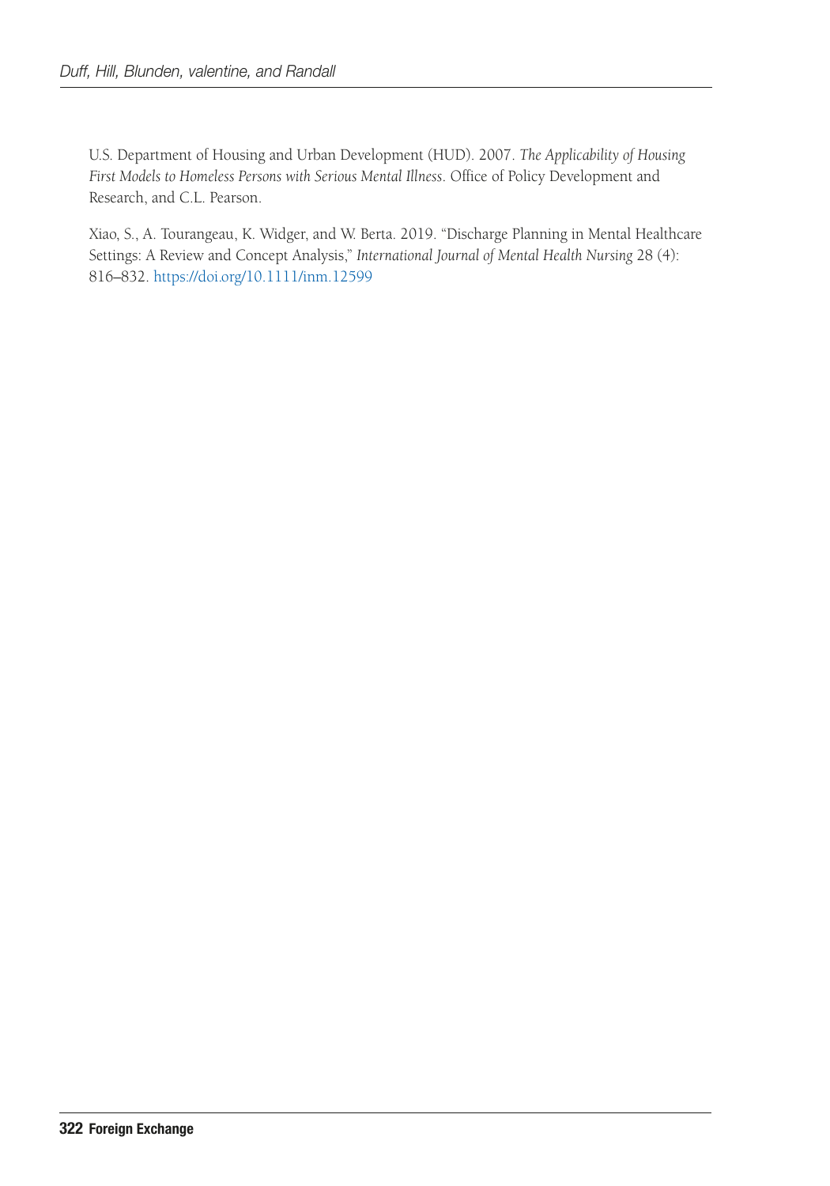U.S. Department of Housing and Urban Development (HUD). 2007. *The Applicability of Housing First Models to Homeless Persons with Serious Mental Illness*. Office of Policy Development and Research, and C.L. Pearson.

Xiao, S., A. Tourangeau, K. Widger, and W. Berta. 2019. "Discharge Planning in Mental Healthcare Settings: A Review and Concept Analysis," *International Journal of Mental Health Nursing* 28 (4): 816–832. https://doi.org/10.1111/inm.12599